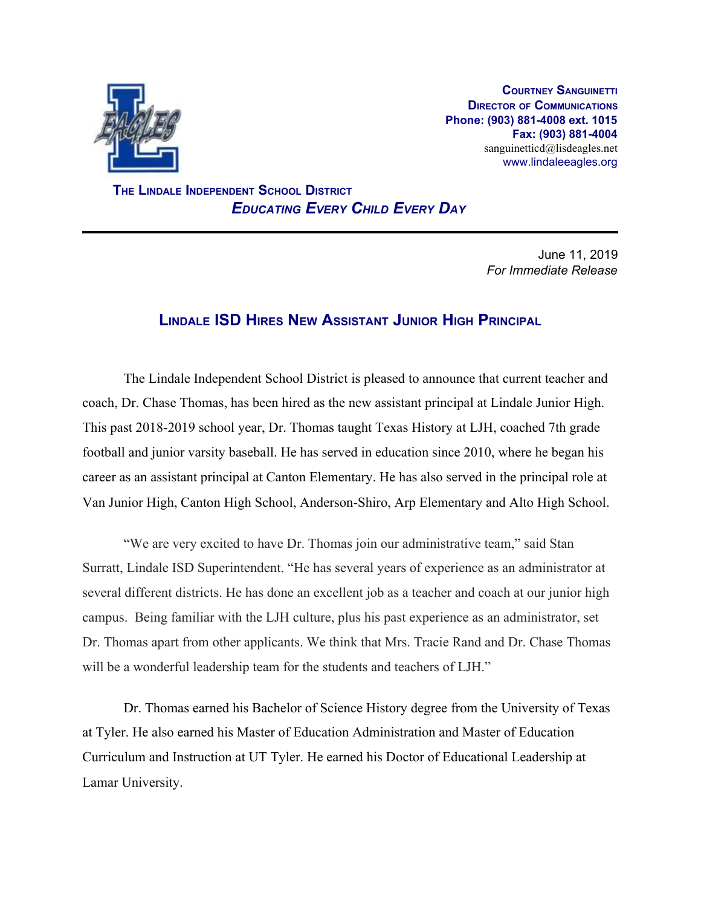**Courtney Sanguinetti**
**Director of Communications**
**Phone: (903) 881-4008 ext. 1015**
**Fax: (903) 881-4004**
sanguinetticd@lisdeagles.net
www.lindaleeagles.org

**The Lindale Independent School District**
***Educating Every Child Every Day***

---

June 11, 2019
*For Immediate Release*

## Lindale ISD Hires New Assistant Junior High Principal

The Lindale Independent School District is pleased to announce that current teacher and coach, Dr. Chase Thomas, has been hired as the new assistant principal at Lindale Junior High. This past 2018-2019 school year, Dr. Thomas taught Texas History at LJH, coached 7th grade football and junior varsity baseball. He has served in education since 2010, where he began his career as an assistant principal at Canton Elementary. He has also served in the principal role at Van Junior High, Canton High School, Anderson-Shiro, Arp Elementary and Alto High School.

"We are very excited to have Dr. Thomas join our administrative team," said Stan Surratt, Lindale ISD Superintendent. "He has several years of experience as an administrator at several different districts. He has done an excellent job as a teacher and coach at our junior high campus. Being familiar with the LJH culture, plus his past experience as an administrator, set Dr. Thomas apart from other applicants. We think that Mrs. Tracie Rand and Dr. Chase Thomas will be a wonderful leadership team for the students and teachers of LJH."

Dr. Thomas earned his Bachelor of Science History degree from the University of Texas at Tyler. He also earned his Master of Education Administration and Master of Education Curriculum and Instruction at UT Tyler. He earned his Doctor of Educational Leadership at Lamar University.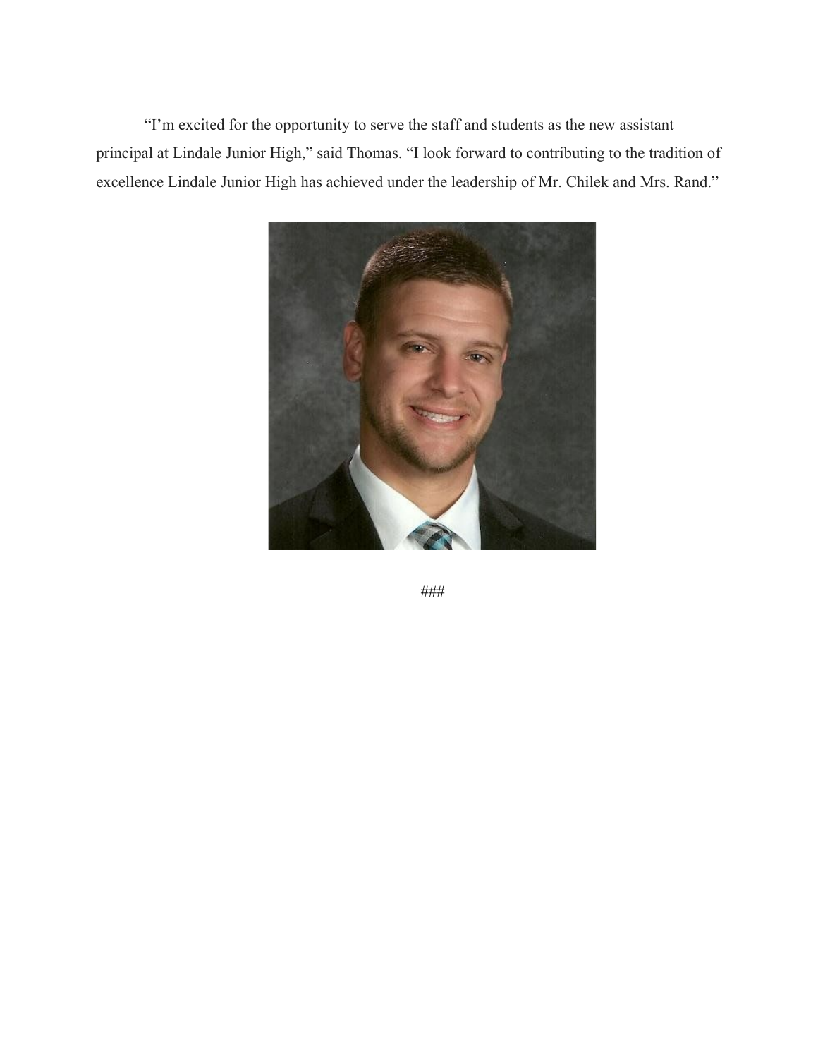"I'm excited for the opportunity to serve the staff and students as the new assistant principal at Lindale Junior High," said Thomas. "I look forward to contributing to the tradition of excellence Lindale Junior High has achieved under the leadership of Mr. Chilek and Mrs. Rand."

###